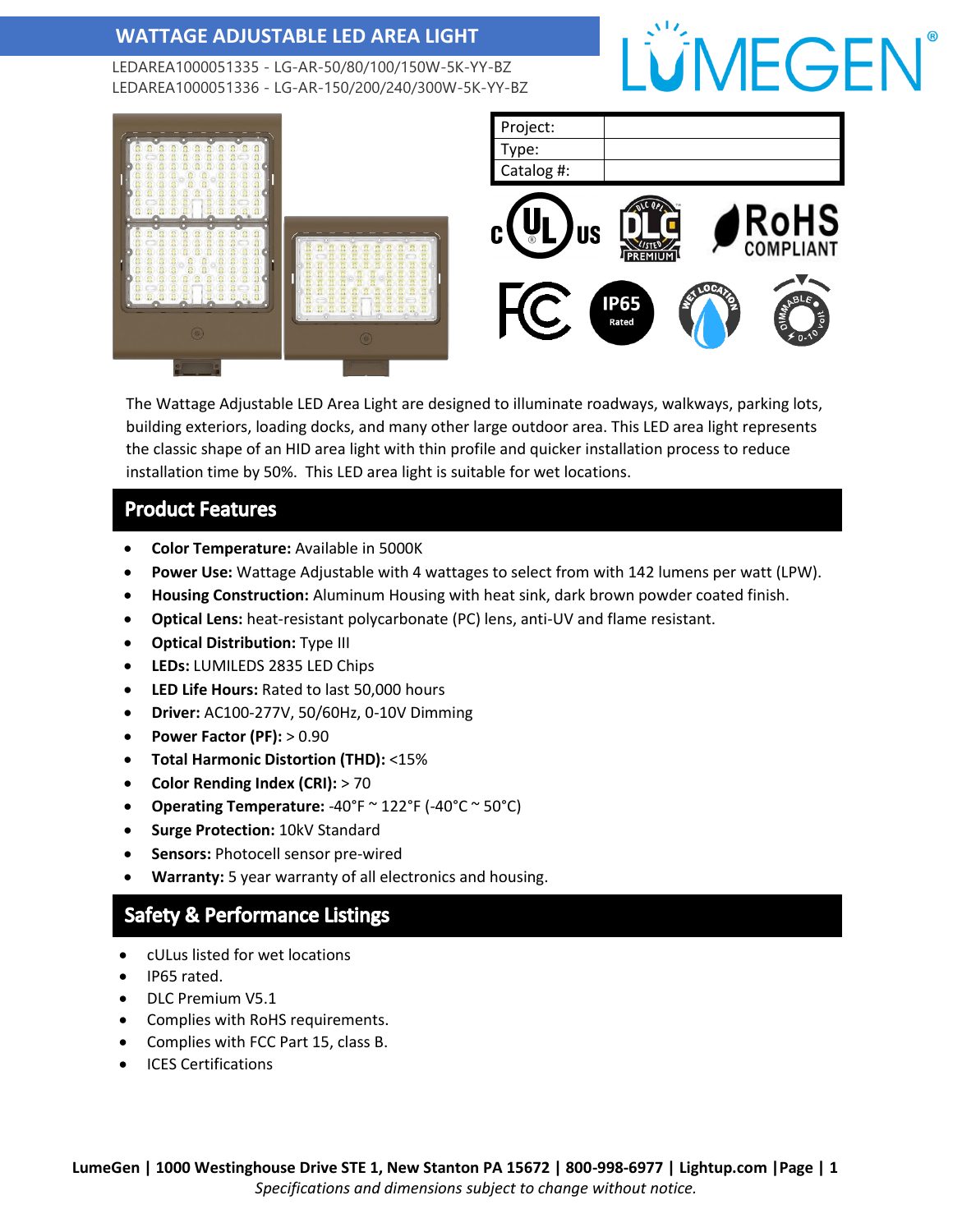# WATTAGE ADJUSTABLE LED AREA LIGHT

LEDAREA1000051335 - LG-AR-50/80/100/150W-5K-YY-BZ
LEDAREA1000051336 - LG-AR-150/200/240/300W-5K-YY-BZ

| Project: | |
|---|---|
| Type: | |
| Catalog #: | |

The Wattage Adjustable LED Area Light are designed to illuminate roadways, walkways, parking lots, building exteriors, loading docks, and many other large outdoor area. This LED area light represents the classic shape of an HID area light with thin profile and quicker installation process to reduce installation time by 50%. This LED area light is suitable for wet locations.

## Product Features

- **Color Temperature:** Available in 5000K
- **Power Use:** Wattage Adjustable with 4 wattages to select from with 142 lumens per watt (LPW).
- **Housing Construction:** Aluminum Housing with heat sink, dark brown powder coated finish.
- **Optical Lens:** heat-resistant polycarbonate (PC) lens, anti-UV and flame resistant.
- **Optical Distribution:** Type III
- **LEDs:** LUMILEDS 2835 LED Chips
- **LED Life Hours:** Rated to last 50,000 hours
- **Driver:** AC100-277V, 50/60Hz, 0-10V Dimming
- **Power Factor (PF):** > 0.90
- **Total Harmonic Distortion (THD):** <15%
- **Color Rending Index (CRI):** > 70
- **Operating Temperature:** -40°F ~ 122°F (-40°C ~ 50°C)
- **Surge Protection:** 10kV Standard
- **Sensors:** Photocell sensor pre-wired
- **Warranty:** 5 year warranty of all electronics and housing.

## Safety & Performance Listings

- cULus listed for wet locations
- IP65 rated.
- DLC Premium V5.1
- Complies with RoHS requirements.
- Complies with FCC Part 15, class B.
- ICES Certifications

**LumeGen | 1000 Westinghouse Drive STE 1, New Stanton PA 15672 | 800-998-6977 | Lightup.com**

*Specifications and dimensions subject to change without notice.*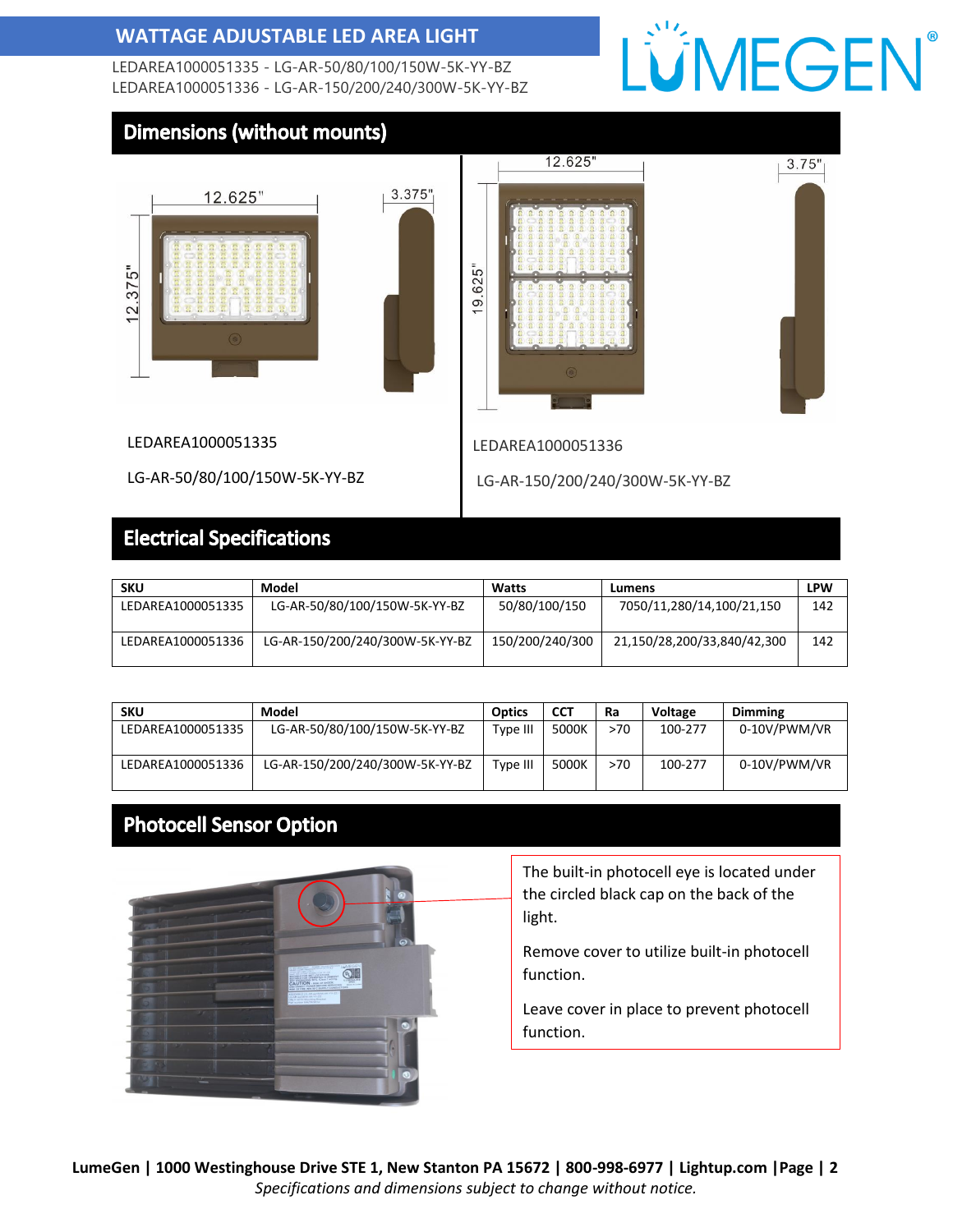## WATTAGE ADJUSTABLE LED AREA LIGHT

LEDAREA1000051335 - LG-AR-50/80/100/150W-5K-YY-BZ
LEDAREA1000051336 - LG-AR-150/200/240/300W-5K-YY-BZ

## Dimensions (without mounts)

12.625" | 3.375" | 12.375"

LEDAREA1000051335

LG-AR-50/80/100/150W-5K-YY-BZ

12.625" | 3.75" | 19.625"

LEDAREA1000051336

LG-AR-150/200/240/300W-5K-YY-BZ

## Electrical Specifications

| SKU | Model | Watts | Lumens | LPW |
|---|---|---|---|---|
| LEDAREA1000051335 | LG-AR-50/80/100/150W-5K-YY-BZ | 50/80/100/150 | 7050/11,280/14,100/21,150 | 142 |
| LEDAREA1000051336 | LG-AR-150/200/240/300W-5K-YY-BZ | 150/200/240/300 | 21,150/28,200/33,840/42,300 | 142 |

| SKU | Model | Optics | CCT | Ra | Voltage | Dimming |
|---|---|---|---|---|---|---|
| LEDAREA1000051335 | LG-AR-50/80/100/150W-5K-YY-BZ | Type III | 5000K | >70 | 100-277 | 0-10V/PWM/VR |
| LEDAREA1000051336 | LG-AR-150/200/240/300W-5K-YY-BZ | Type III | 5000K | >70 | 100-277 | 0-10V/PWM/VR |

## Photocell Sensor Option

The built-in photocell eye is located under the circled black cap on the back of the light.

Remove cover to utilize built-in photocell function.

Leave cover in place to prevent photocell function.

**LumeGen | 1000 Westinghouse Drive STE 1, New Stanton PA 15672 | 800-998-6977 | Lightup.com**

*Specifications and dimensions subject to change without notice.*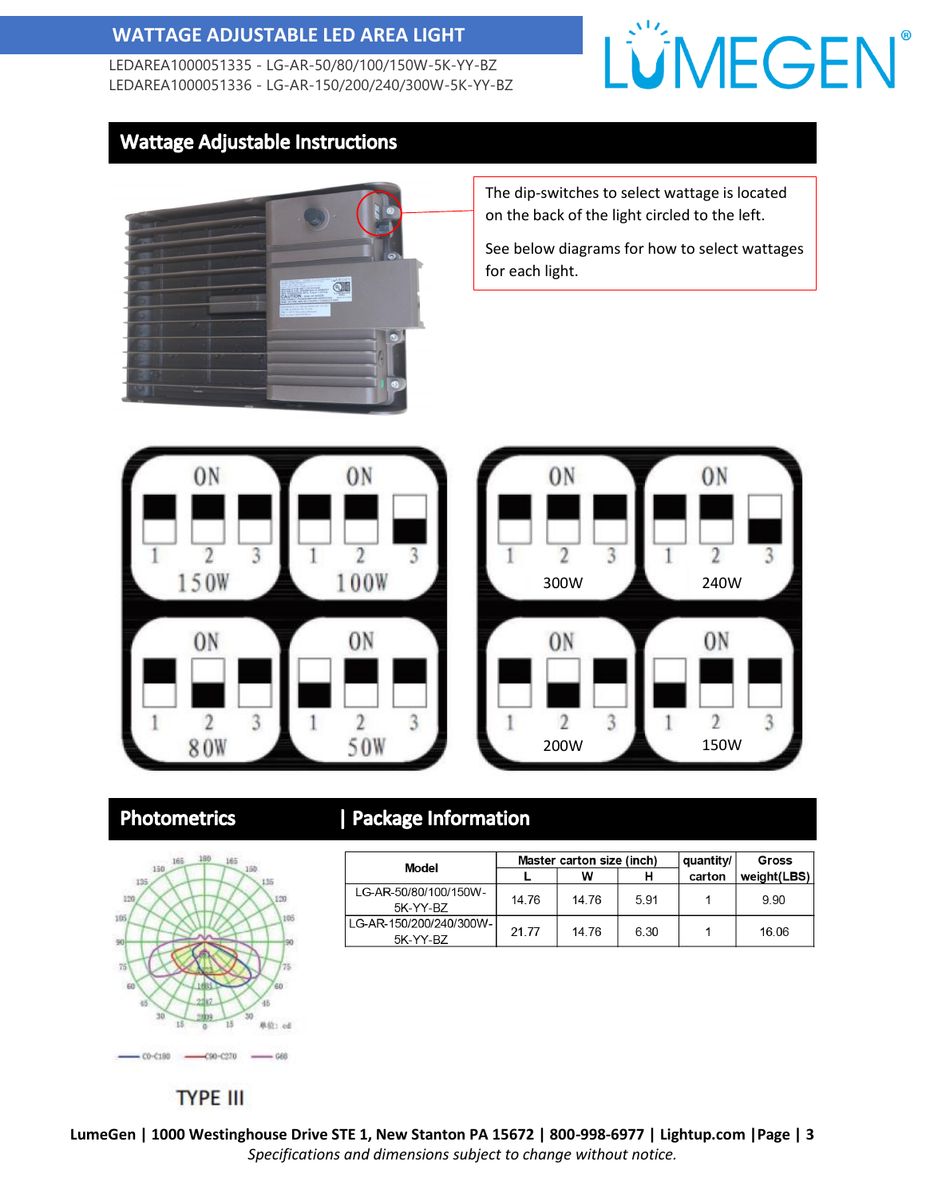## WATTAGE ADJUSTABLE LED AREA LIGHT

LEDAREA1000051335 - LG-AR-50/80/100/150W-5K-YY-BZ
LEDAREA1000051336 - LG-AR-150/200/240/300W-5K-YY-BZ

## Wattage Adjustable Instructions

The dip-switches to select wattage is located on the back of the light circled to the left.

See below diagrams for how to select wattages for each light.

150W
100W
80W
50W

300W
240W
200W
150W

## Photometrics

TYPE III

## Package Information

| Model | Master carton size (inch) | | | quantity/ carton | Gross weight(LBS) |
|---|---|---|---|---|---|
| | L | W | H | | |
| LG-AR-50/80/100/150W-5K-YY-BZ | 14.76 | 14.76 | 5.91 | 1 | 9.90 |
| LG-AR-150/200/240/300W-5K-YY-BZ | 21.77 | 14.76 | 6.30 | 1 | 16.06 |

LumeGen | 1000 Westinghouse Drive STE 1, New Stanton PA 15672 | 800-998-6977 | Lightup.com

*Specifications and dimensions subject to change without notice.*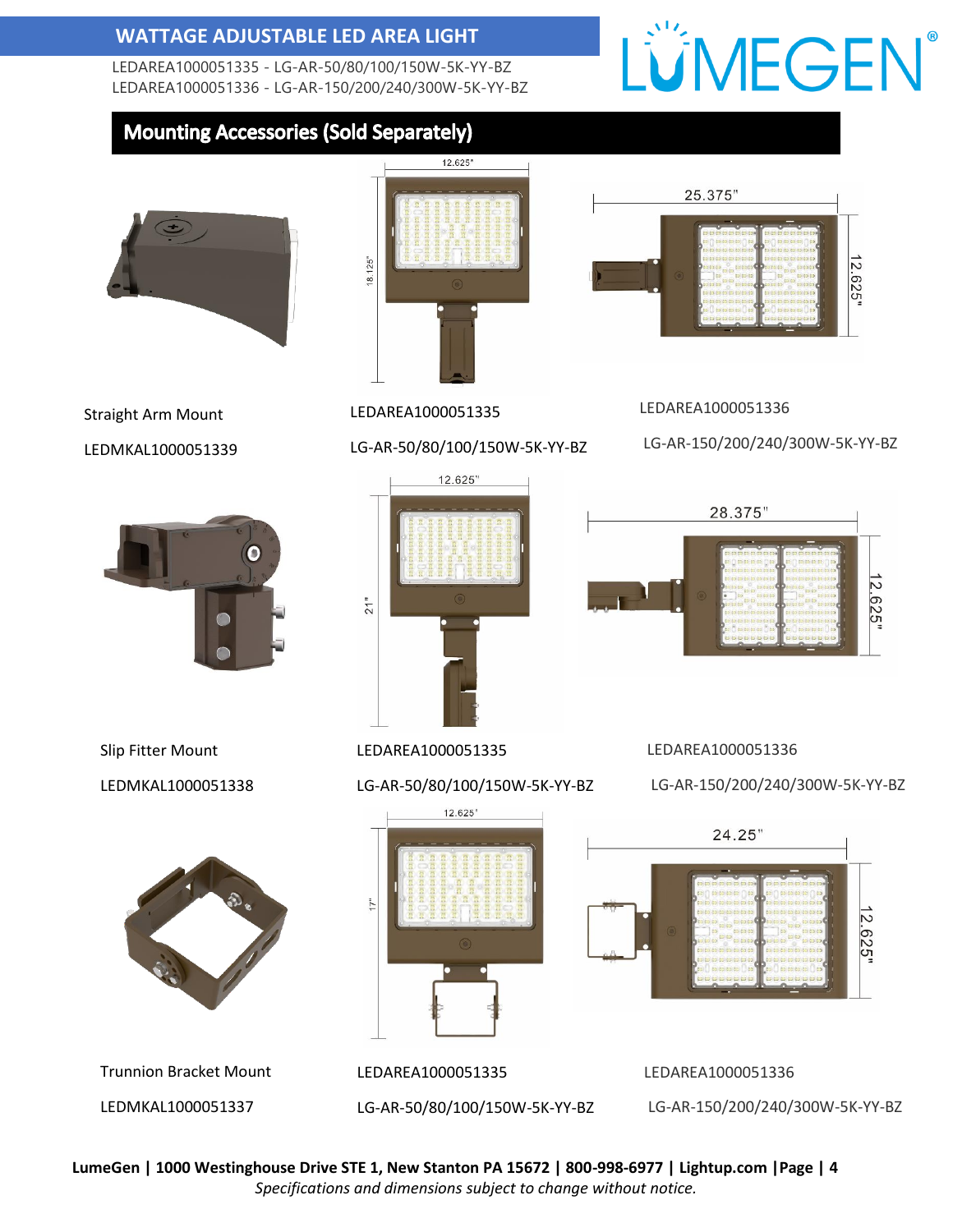## WATTAGE ADJUSTABLE LED AREA LIGHT

LEDAREA1000051335 - LG-AR-50/80/100/150W-5K-YY-BZ
LEDAREA1000051336 - LG-AR-150/200/240/300W-5K-YY-BZ

# Mounting Accessories (Sold Separately)

12.625"

18.125"

25.375"

12.625"

Straight Arm Mount

LEDMKAL1000051339

LEDAREA1000051335

LG-AR-50/80/100/150W-5K-YY-BZ

LEDAREA1000051336

LG-AR-150/200/240/300W-5K-YY-BZ

12.625"

21"

28.375"

12.625"

Slip Fitter Mount

LEDMKAL1000051338

LEDAREA1000051335

LG-AR-50/80/100/150W-5K-YY-BZ

LEDAREA1000051336

LG-AR-150/200/240/300W-5K-YY-BZ

12.625"

17"

24.25"

12.625"

Trunnion Bracket Mount

LEDMKAL1000051337

LEDAREA1000051335

LG-AR-50/80/100/150W-5K-YY-BZ

LEDAREA1000051336

LG-AR-150/200/240/300W-5K-YY-BZ

**LumeGen | 1000 Westinghouse Drive STE 1, New Stanton PA 15672 | 800-998-6977 | Lightup.com**

*Specifications and dimensions subject to change without notice.*